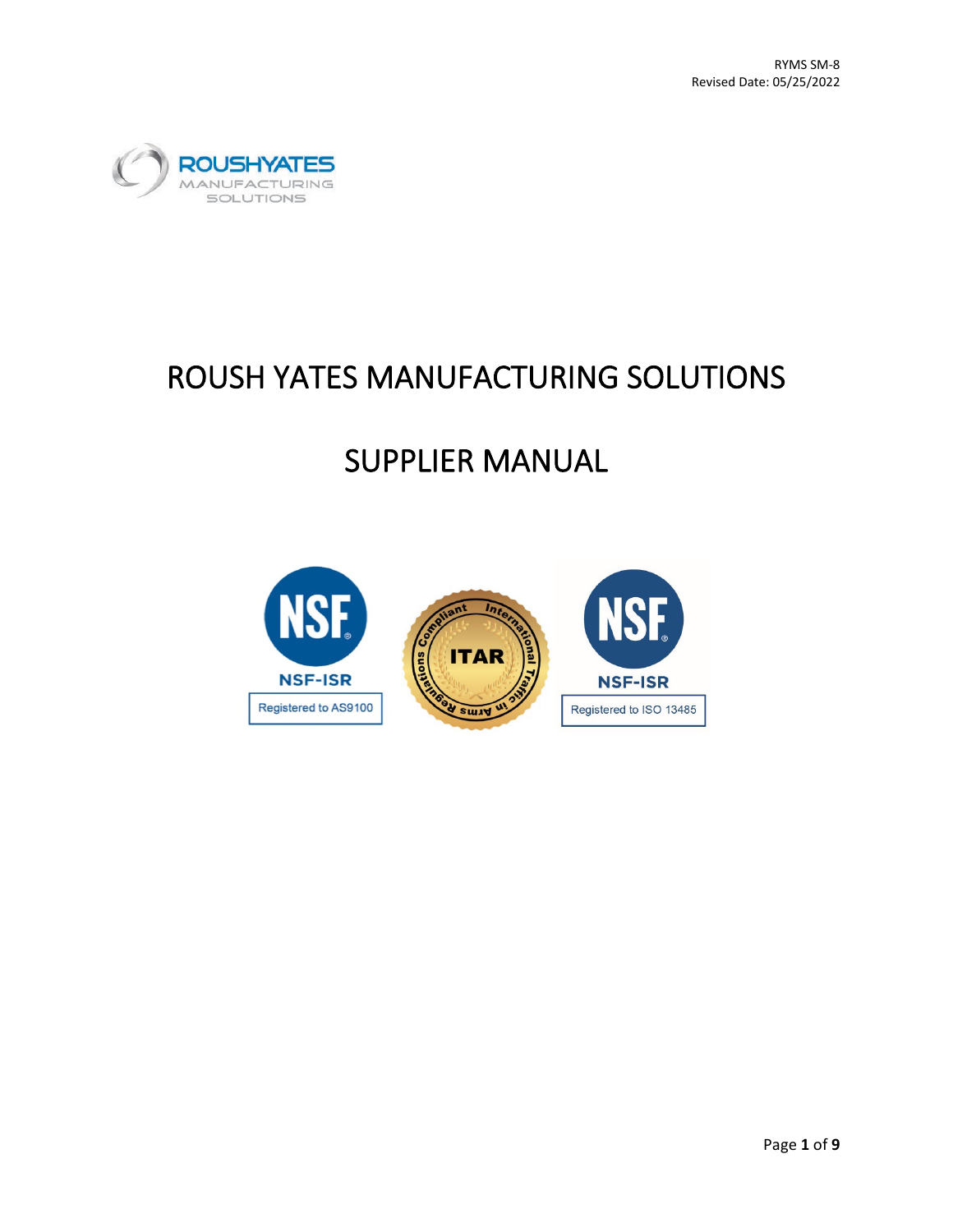RYMS SM-8
Revised Date: 05/25/2022

# ROUSH YATES MANUFACTURING SOLUTIONS

# SUPPLIER MANUAL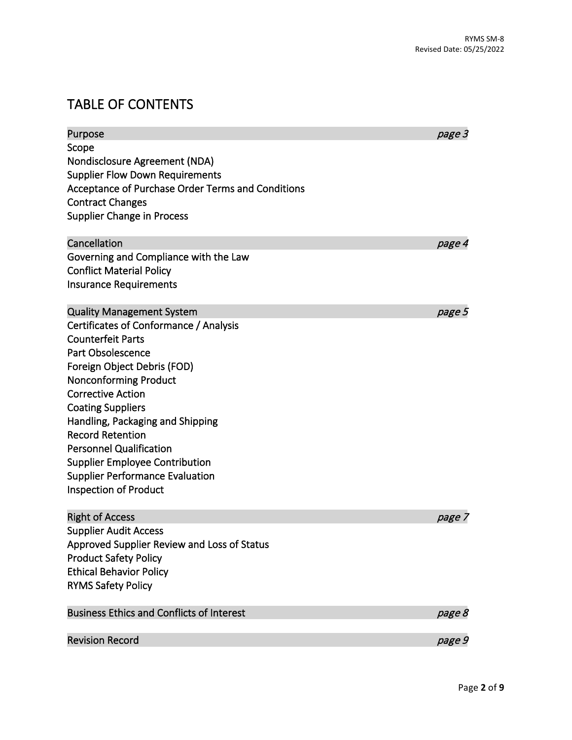# TABLE OF CONTENTS

| Section | Page |
|---|---|
| Purpose | *page 3* |
| Scope | |
| Nondisclosure Agreement (NDA) | |
| Supplier Flow Down Requirements | |
| Acceptance of Purchase Order Terms and Conditions | |
| Contract Changes | |
| Supplier Change in Process | |
| Cancellation | *page 4* |
| Governing and Compliance with the Law | |
| Conflict Material Policy | |
| Insurance Requirements | |
| Quality Management System | *page 5* |
| Certificates of Conformance / Analysis | |
| Counterfeit Parts | |
| Part Obsolescence | |
| Foreign Object Debris (FOD) | |
| Nonconforming Product | |
| Corrective Action | |
| Coating Suppliers | |
| Handling, Packaging and Shipping | |
| Record Retention | |
| Personnel Qualification | |
| Supplier Employee Contribution | |
| Supplier Performance Evaluation | |
| Inspection of Product | |
| Right of Access | *page 7* |
| Supplier Audit Access | |
| Approved Supplier Review and Loss of Status | |
| Product Safety Policy | |
| Ethical Behavior Policy | |
| RYMS Safety Policy | |
| Business Ethics and Conflicts of Interest | *page 8* |
| Revision Record | *page 9* |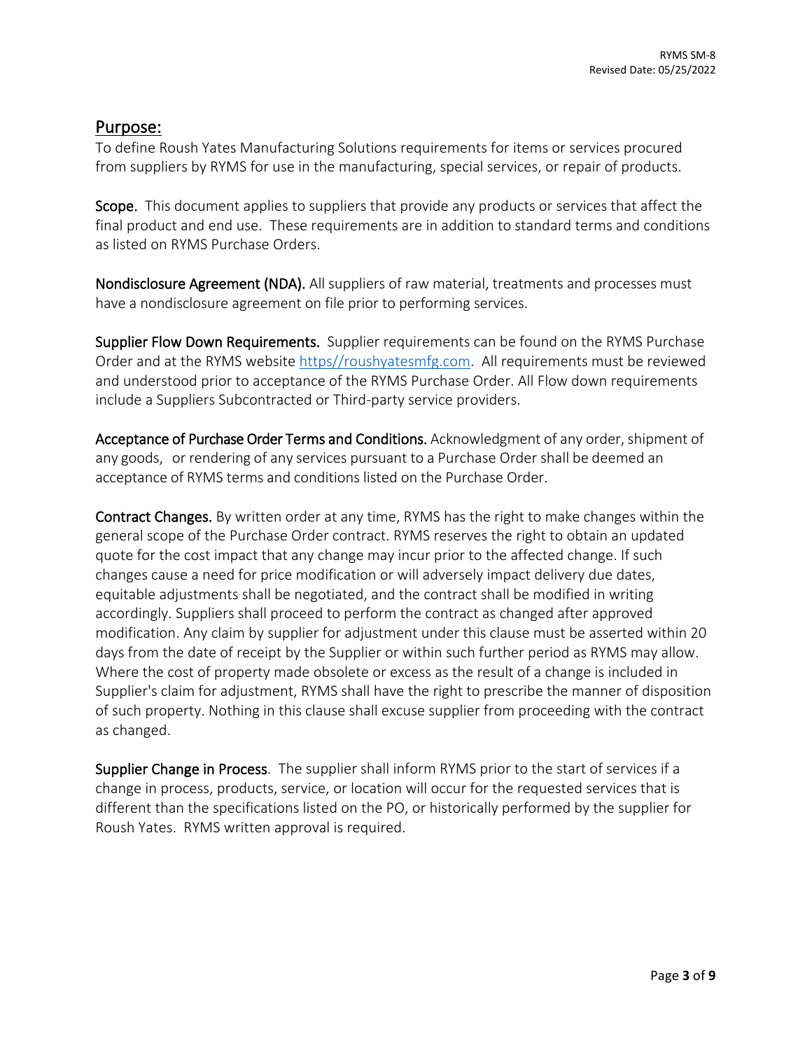## Purpose:

To define Roush Yates Manufacturing Solutions requirements for items or services procured from suppliers by RYMS for use in the manufacturing, special services, or repair of products.

**Scope.** This document applies to suppliers that provide any products or services that affect the final product and end use. These requirements are in addition to standard terms and conditions as listed on RYMS Purchase Orders.

**Nondisclosure Agreement (NDA).** All suppliers of raw material, treatments and processes must have a nondisclosure agreement on file prior to performing services.

**Supplier Flow Down Requirements.** Supplier requirements can be found on the RYMS Purchase Order and at the RYMS website https//roushyatesmfg.com. All requirements must be reviewed and understood prior to acceptance of the RYMS Purchase Order. All Flow down requirements include a Suppliers Subcontracted or Third-party service providers.

**Acceptance of Purchase Order Terms and Conditions.** Acknowledgment of any order, shipment of any goods, or rendering of any services pursuant to a Purchase Order shall be deemed an acceptance of RYMS terms and conditions listed on the Purchase Order.

**Contract Changes.** By written order at any time, RYMS has the right to make changes within the general scope of the Purchase Order contract. RYMS reserves the right to obtain an updated quote for the cost impact that any change may incur prior to the affected change. If such changes cause a need for price modification or will adversely impact delivery due dates, equitable adjustments shall be negotiated, and the contract shall be modified in writing accordingly. Suppliers shall proceed to perform the contract as changed after approved modification. Any claim by supplier for adjustment under this clause must be asserted within 20 days from the date of receipt by the Supplier or within such further period as RYMS may allow. Where the cost of property made obsolete or excess as the result of a change is included in Supplier's claim for adjustment, RYMS shall have the right to prescribe the manner of disposition of such property. Nothing in this clause shall excuse supplier from proceeding with the contract as changed.

**Supplier Change in Process**. The supplier shall inform RYMS prior to the start of services if a change in process, products, service, or location will occur for the requested services that is different than the specifications listed on the PO, or historically performed by the supplier for Roush Yates. RYMS written approval is required.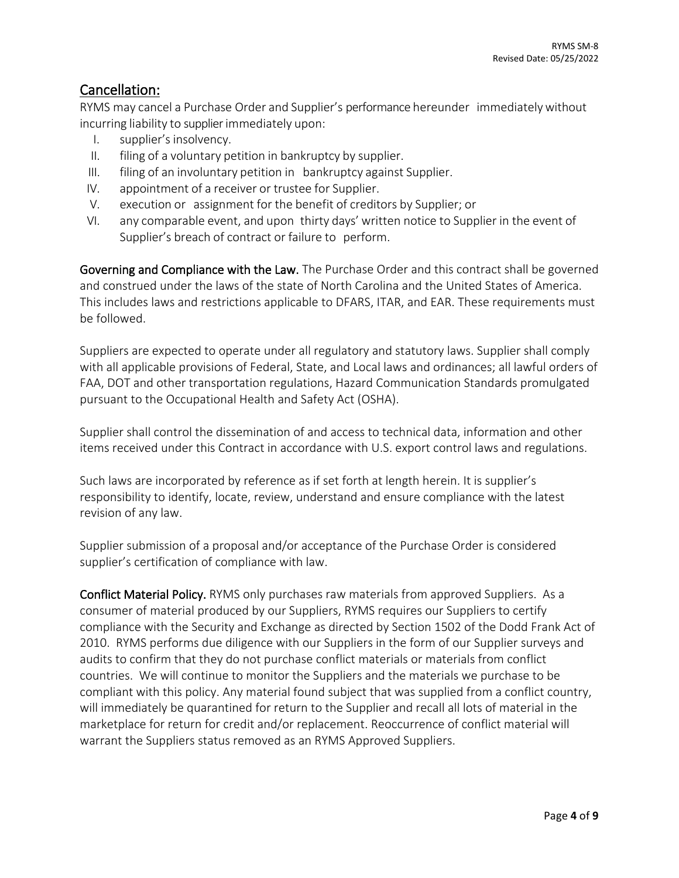## Cancellation:

RYMS may cancel a Purchase Order and Supplier's performance hereunder immediately without incurring liability to supplier immediately upon:

I. supplier's insolvency.
II. filing of a voluntary petition in bankruptcy by supplier.
III. filing of an involuntary petition in bankruptcy against Supplier.
IV. appointment of a receiver or trustee for Supplier.
V. execution or assignment for the benefit of creditors by Supplier; or
VI. any comparable event, and upon thirty days' written notice to Supplier in the event of Supplier's breach of contract or failure to perform.

**Governing and Compliance with the Law.** The Purchase Order and this contract shall be governed and construed under the laws of the state of North Carolina and the United States of America. This includes laws and restrictions applicable to DFARS, ITAR, and EAR. These requirements must be followed.

Suppliers are expected to operate under all regulatory and statutory laws. Supplier shall comply with all applicable provisions of Federal, State, and Local laws and ordinances; all lawful orders of FAA, DOT and other transportation regulations, Hazard Communication Standards promulgated pursuant to the Occupational Health and Safety Act (OSHA).

Supplier shall control the dissemination of and access to technical data, information and other items received under this Contract in accordance with U.S. export control laws and regulations.

Such laws are incorporated by reference as if set forth at length herein. It is supplier's responsibility to identify, locate, review, understand and ensure compliance with the latest revision of any law.

Supplier submission of a proposal and/or acceptance of the Purchase Order is considered supplier's certification of compliance with law.

**Conflict Material Policy.** RYMS only purchases raw materials from approved Suppliers. As a consumer of material produced by our Suppliers, RYMS requires our Suppliers to certify compliance with the Security and Exchange as directed by Section 1502 of the Dodd Frank Act of 2010. RYMS performs due diligence with our Suppliers in the form of our Supplier surveys and audits to confirm that they do not purchase conflict materials or materials from conflict countries. We will continue to monitor the Suppliers and the materials we purchase to be compliant with this policy. Any material found subject that was supplied from a conflict country, will immediately be quarantined for return to the Supplier and recall all lots of material in the marketplace for return for credit and/or replacement. Reoccurrence of conflict material will warrant the Suppliers status removed as an RYMS Approved Suppliers.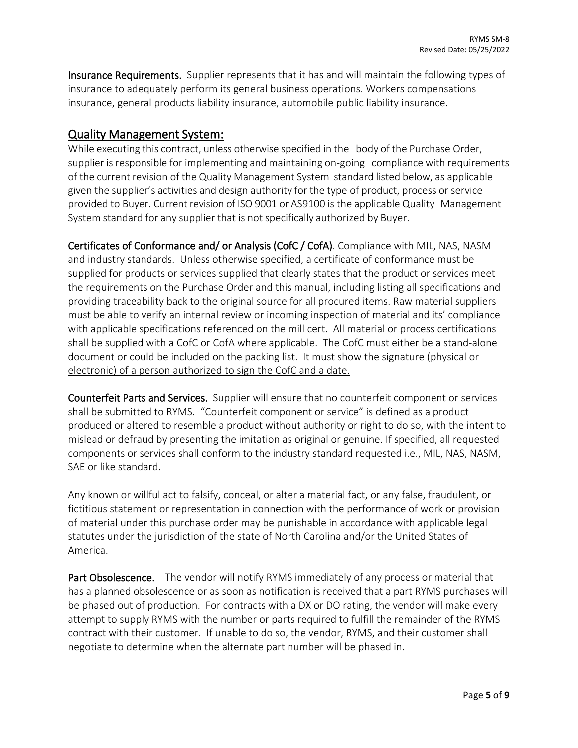**Insurance Requirements.** Supplier represents that it has and will maintain the following types of insurance to adequately perform its general business operations. Workers compensations insurance, general products liability insurance, automobile public liability insurance.

## Quality Management System:

While executing this contract, unless otherwise specified in the body of the Purchase Order, supplier is responsible for implementing and maintaining on-going compliance with requirements of the current revision of the Quality Management System standard listed below, as applicable given the supplier's activities and design authority for the type of product, process or service provided to Buyer. Current revision of ISO 9001 or AS9100 is the applicable Quality Management System standard for any supplier that is not specifically authorized by Buyer.

**Certificates of Conformance and/ or Analysis (CofC / CofA)**. Compliance with MIL, NAS, NASM and industry standards. Unless otherwise specified, a certificate of conformance must be supplied for products or services supplied that clearly states that the product or services meet the requirements on the Purchase Order and this manual, including listing all specifications and providing traceability back to the original source for all procured items. Raw material suppliers must be able to verify an internal review or incoming inspection of material and its' compliance with applicable specifications referenced on the mill cert. All material or process certifications shall be supplied with a CofC or CofA where applicable. <u>The CofC must either be a stand-alone document or could be included on the packing list. It must show the signature (physical or electronic) of a person authorized to sign the CofC and a date.</u>

**Counterfeit Parts and Services.** Supplier will ensure that no counterfeit component or services shall be submitted to RYMS. "Counterfeit component or service" is defined as a product produced or altered to resemble a product without authority or right to do so, with the intent to mislead or defraud by presenting the imitation as original or genuine. If specified, all requested components or services shall conform to the industry standard requested i.e., MIL, NAS, NASM, SAE or like standard.

Any known or willful act to falsify, conceal, or alter a material fact, or any false, fraudulent, or fictitious statement or representation in connection with the performance of work or provision of material under this purchase order may be punishable in accordance with applicable legal statutes under the jurisdiction of the state of North Carolina and/or the United States of America.

**Part Obsolescence.** The vendor will notify RYMS immediately of any process or material that has a planned obsolescence or as soon as notification is received that a part RYMS purchases will be phased out of production. For contracts with a DX or DO rating, the vendor will make every attempt to supply RYMS with the number or parts required to fulfill the remainder of the RYMS contract with their customer. If unable to do so, the vendor, RYMS, and their customer shall negotiate to determine when the alternate part number will be phased in.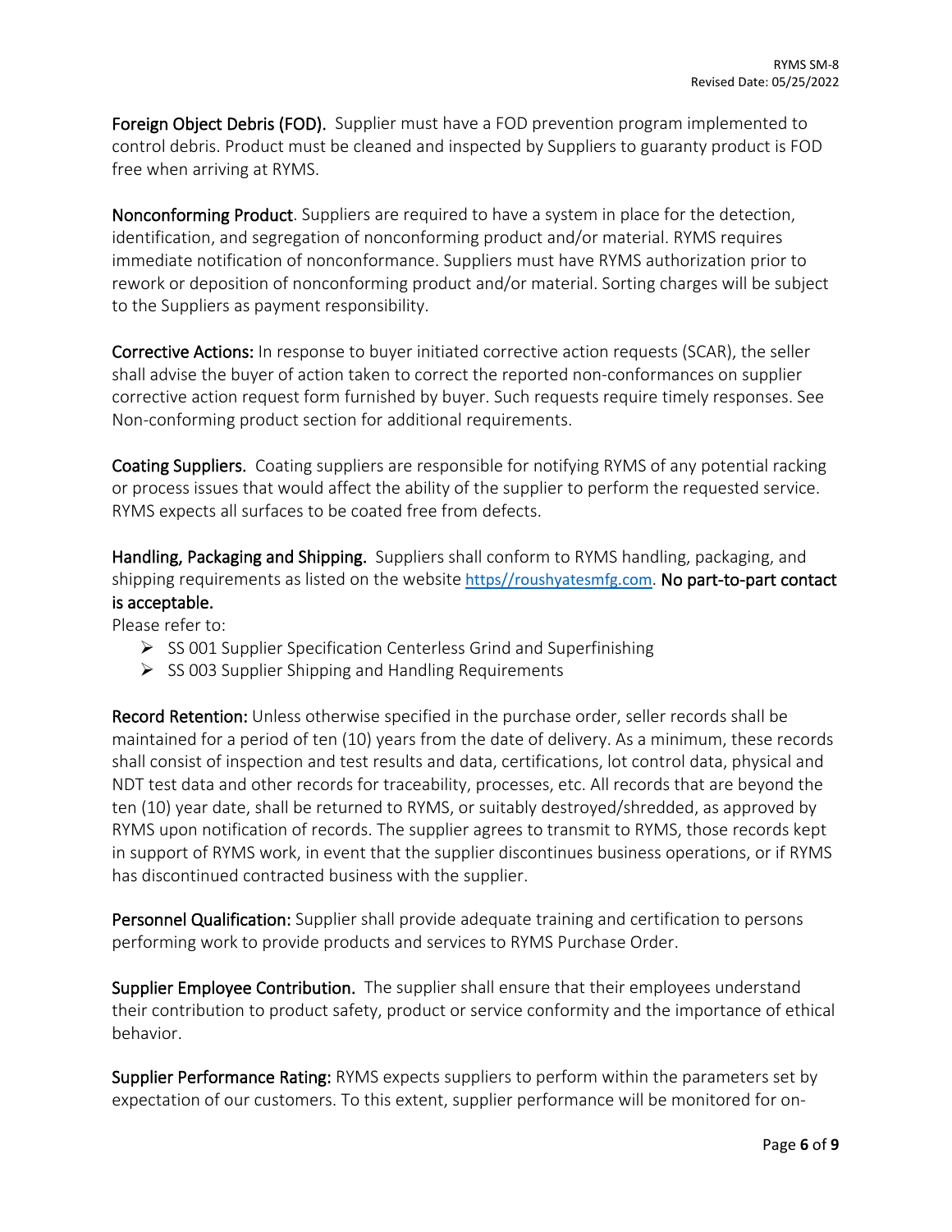**Foreign Object Debris (FOD).** Supplier must have a FOD prevention program implemented to control debris. Product must be cleaned and inspected by Suppliers to guaranty product is FOD free when arriving at RYMS.

**Nonconforming Product**. Suppliers are required to have a system in place for the detection, identification, and segregation of nonconforming product and/or material. RYMS requires immediate notification of nonconformance. Suppliers must have RYMS authorization prior to rework or deposition of nonconforming product and/or material. Sorting charges will be subject to the Suppliers as payment responsibility.

**Corrective Actions:** In response to buyer initiated corrective action requests (SCAR), the seller shall advise the buyer of action taken to correct the reported non-conformances on supplier corrective action request form furnished by buyer. Such requests require timely responses. See Non-conforming product section for additional requirements.

**Coating Suppliers.** Coating suppliers are responsible for notifying RYMS of any potential racking or process issues that would affect the ability of the supplier to perform the requested service. RYMS expects all surfaces to be coated free from defects.

**Handling, Packaging and Shipping.** Suppliers shall conform to RYMS handling, packaging, and shipping requirements as listed on the website https//roushyatesmfg.com. **No part-to-part contact is acceptable.**

Please refer to:

- SS 001 Supplier Specification Centerless Grind and Superfinishing
- SS 003 Supplier Shipping and Handling Requirements

**Record Retention:** Unless otherwise specified in the purchase order, seller records shall be maintained for a period of ten (10) years from the date of delivery. As a minimum, these records shall consist of inspection and test results and data, certifications, lot control data, physical and NDT test data and other records for traceability, processes, etc. All records that are beyond the ten (10) year date, shall be returned to RYMS, or suitably destroyed/shredded, as approved by RYMS upon notification of records. The supplier agrees to transmit to RYMS, those records kept in support of RYMS work, in event that the supplier discontinues business operations, or if RYMS has discontinued contracted business with the supplier.

**Personnel Qualification:** Supplier shall provide adequate training and certification to persons performing work to provide products and services to RYMS Purchase Order.

**Supplier Employee Contribution.** The supplier shall ensure that their employees understand their contribution to product safety, product or service conformity and the importance of ethical behavior.

**Supplier Performance Rating:** RYMS expects suppliers to perform within the parameters set by expectation of our customers. To this extent, supplier performance will be monitored for on-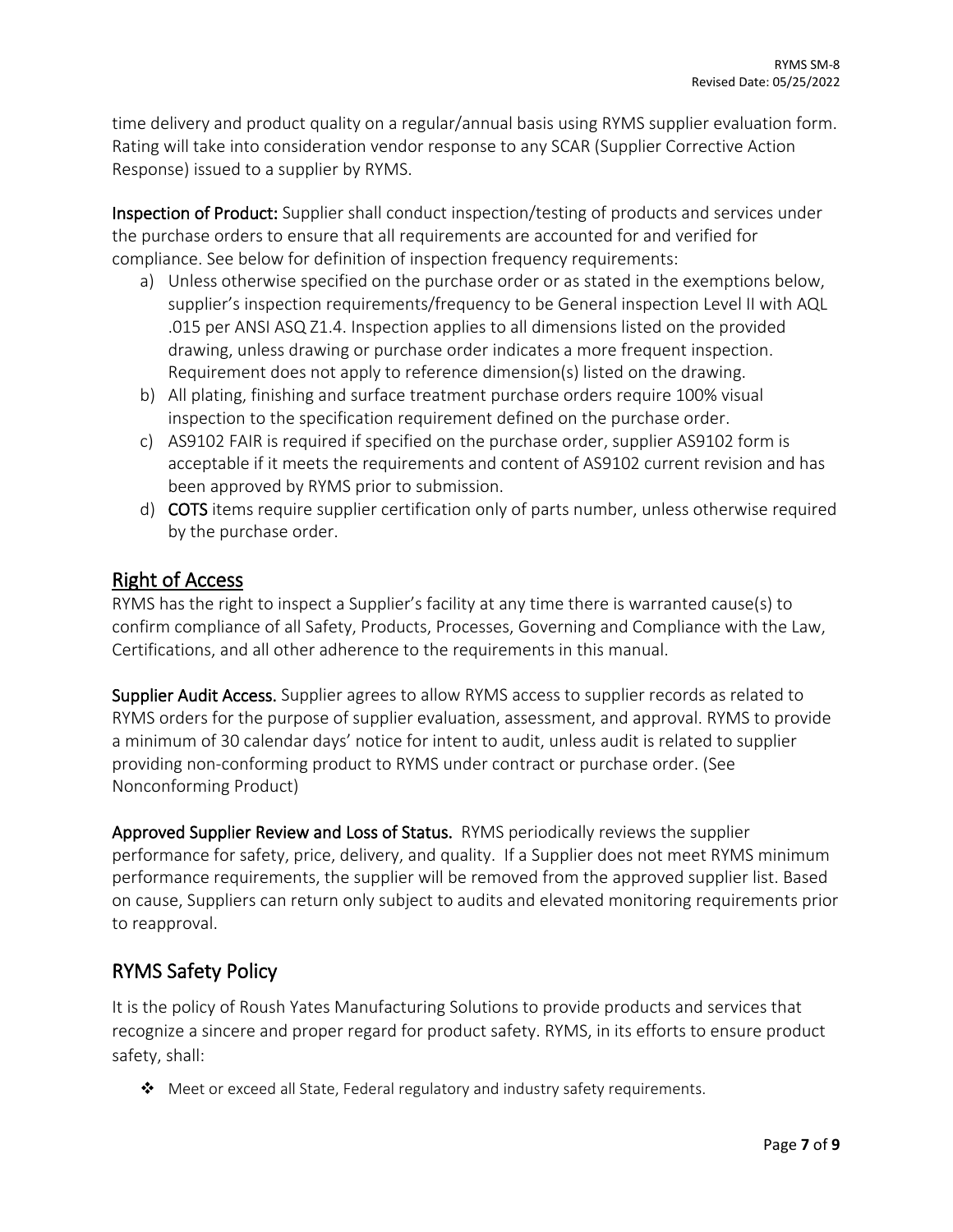time delivery and product quality on a regular/annual basis using RYMS supplier evaluation form. Rating will take into consideration vendor response to any SCAR (Supplier Corrective Action Response) issued to a supplier by RYMS.

**Inspection of Product:** Supplier shall conduct inspection/testing of products and services under the purchase orders to ensure that all requirements are accounted for and verified for compliance. See below for definition of inspection frequency requirements:

a) Unless otherwise specified on the purchase order or as stated in the exemptions below, supplier's inspection requirements/frequency to be General inspection Level II with AQL .015 per ANSI ASQ Z1.4. Inspection applies to all dimensions listed on the provided drawing, unless drawing or purchase order indicates a more frequent inspection. Requirement does not apply to reference dimension(s) listed on the drawing.
b) All plating, finishing and surface treatment purchase orders require 100% visual inspection to the specification requirement defined on the purchase order.
c) AS9102 FAIR is required if specified on the purchase order, supplier AS9102 form is acceptable if it meets the requirements and content of AS9102 current revision and has been approved by RYMS prior to submission.
d) **COTS** items require supplier certification only of parts number, unless otherwise required by the purchase order.

## Right of Access

RYMS has the right to inspect a Supplier's facility at any time there is warranted cause(s) to confirm compliance of all Safety, Products, Processes, Governing and Compliance with the Law, Certifications, and all other adherence to the requirements in this manual.

**Supplier Audit Access.** Supplier agrees to allow RYMS access to supplier records as related to RYMS orders for the purpose of supplier evaluation, assessment, and approval. RYMS to provide a minimum of 30 calendar days' notice for intent to audit, unless audit is related to supplier providing non-conforming product to RYMS under contract or purchase order. (See Nonconforming Product)

**Approved Supplier Review and Loss of Status.** RYMS periodically reviews the supplier performance for safety, price, delivery, and quality. If a Supplier does not meet RYMS minimum performance requirements, the supplier will be removed from the approved supplier list. Based on cause, Suppliers can return only subject to audits and elevated monitoring requirements prior to reapproval.

## RYMS Safety Policy

It is the policy of Roush Yates Manufacturing Solutions to provide products and services that recognize a sincere and proper regard for product safety. RYMS, in its efforts to ensure product safety, shall:

- Meet or exceed all State, Federal regulatory and industry safety requirements.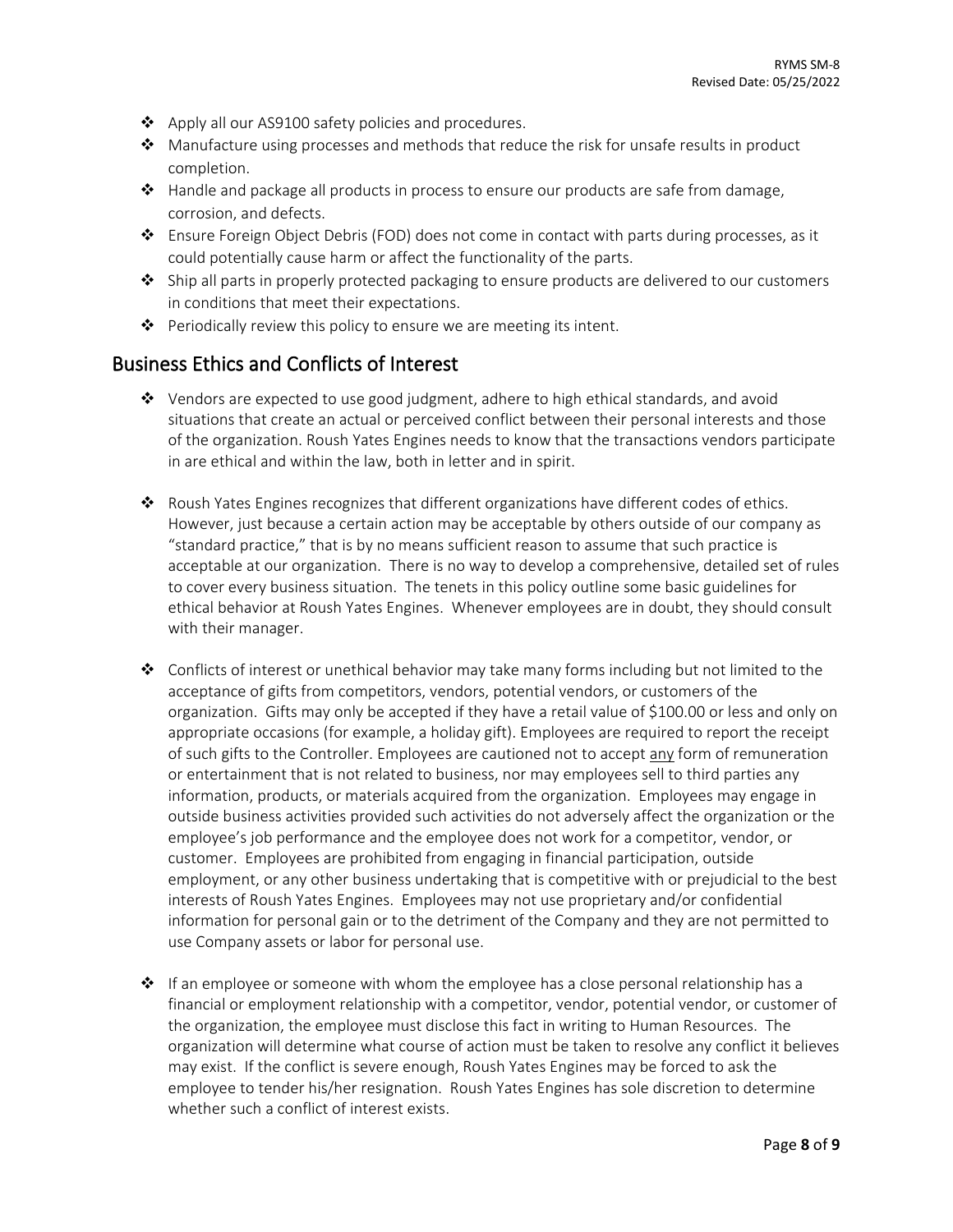- Apply all our AS9100 safety policies and procedures.
- Manufacture using processes and methods that reduce the risk for unsafe results in product completion.
- Handle and package all products in process to ensure our products are safe from damage, corrosion, and defects.
- Ensure Foreign Object Debris (FOD) does not come in contact with parts during processes, as it could potentially cause harm or affect the functionality of the parts.
- Ship all parts in properly protected packaging to ensure products are delivered to our customers in conditions that meet their expectations.
- Periodically review this policy to ensure we are meeting its intent.

## Business Ethics and Conflicts of Interest

- Vendors are expected to use good judgment, adhere to high ethical standards, and avoid situations that create an actual or perceived conflict between their personal interests and those of the organization. Roush Yates Engines needs to know that the transactions vendors participate in are ethical and within the law, both in letter and in spirit.

- Roush Yates Engines recognizes that different organizations have different codes of ethics. However, just because a certain action may be acceptable by others outside of our company as "standard practice," that is by no means sufficient reason to assume that such practice is acceptable at our organization. There is no way to develop a comprehensive, detailed set of rules to cover every business situation. The tenets in this policy outline some basic guidelines for ethical behavior at Roush Yates Engines. Whenever employees are in doubt, they should consult with their manager.

- Conflicts of interest or unethical behavior may take many forms including but not limited to the acceptance of gifts from competitors, vendors, potential vendors, or customers of the organization. Gifts may only be accepted if they have a retail value of $100.00 or less and only on appropriate occasions (for example, a holiday gift). Employees are required to report the receipt of such gifts to the Controller. Employees are cautioned not to accept <u>any</u> form of remuneration or entertainment that is not related to business, nor may employees sell to third parties any information, products, or materials acquired from the organization. Employees may engage in outside business activities provided such activities do not adversely affect the organization or the employee's job performance and the employee does not work for a competitor, vendor, or customer. Employees are prohibited from engaging in financial participation, outside employment, or any other business undertaking that is competitive with or prejudicial to the best interests of Roush Yates Engines. Employees may not use proprietary and/or confidential information for personal gain or to the detriment of the Company and they are not permitted to use Company assets or labor for personal use.

- If an employee or someone with whom the employee has a close personal relationship has a financial or employment relationship with a competitor, vendor, potential vendor, or customer of the organization, the employee must disclose this fact in writing to Human Resources. The organization will determine what course of action must be taken to resolve any conflict it believes may exist. If the conflict is severe enough, Roush Yates Engines may be forced to ask the employee to tender his/her resignation. Roush Yates Engines has sole discretion to determine whether such a conflict of interest exists.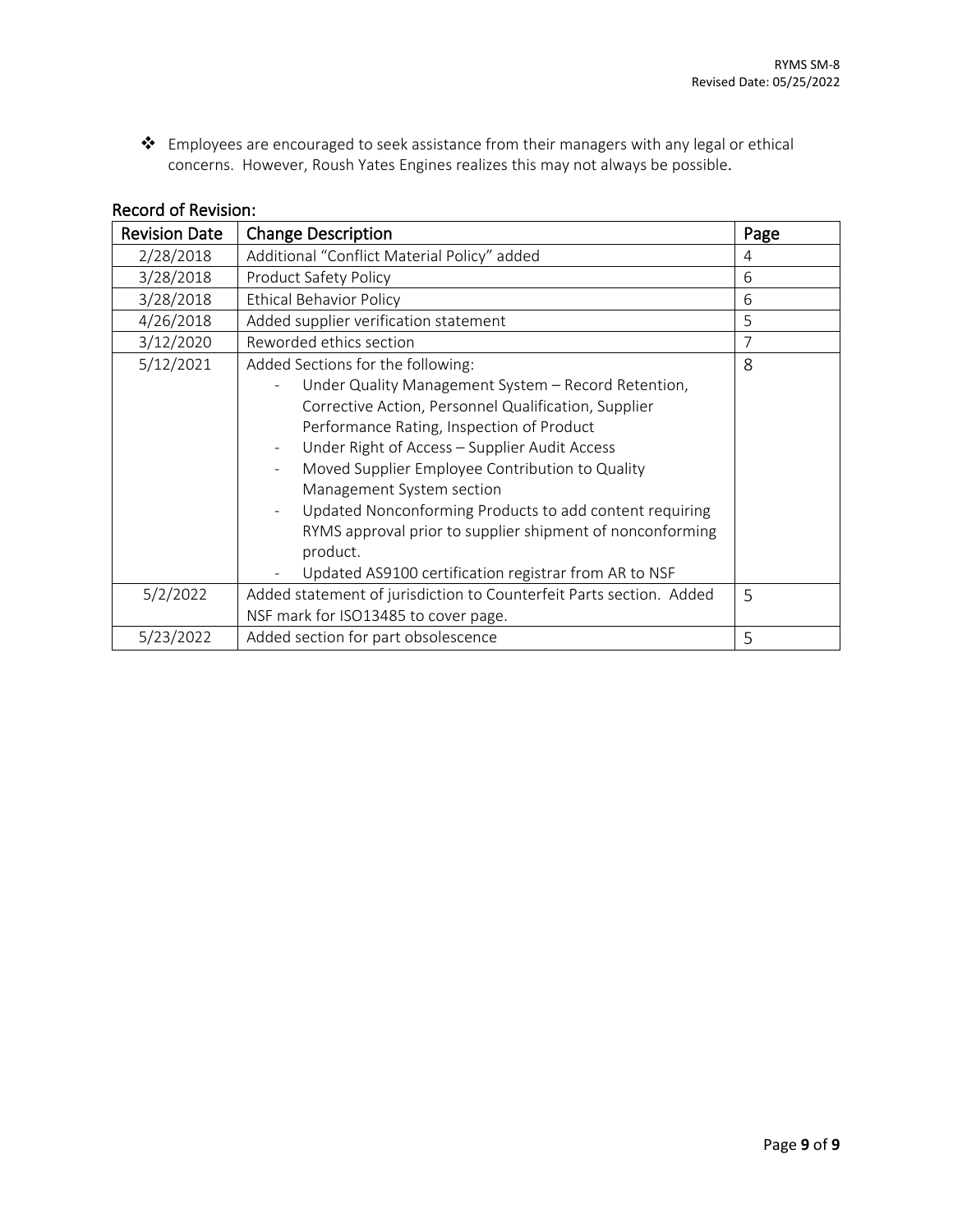- Employees are encouraged to seek assistance from their managers with any legal or ethical concerns. However, Roush Yates Engines realizes this may not always be possible.

## Record of Revision:

| Revision Date | Change Description | Page |
|---|---|---|
| 2/28/2018 | Additional "Conflict Material Policy" added | 4 |
| 3/28/2018 | Product Safety Policy | 6 |
| 3/28/2018 | Ethical Behavior Policy | 6 |
| 4/26/2018 | Added supplier verification statement | 5 |
| 3/12/2020 | Reworded ethics section | 7 |
| 5/12/2021 | Added Sections for the following:<br>- Under Quality Management System – Record Retention, Corrective Action, Personnel Qualification, Supplier Performance Rating, Inspection of Product<br>- Under Right of Access – Supplier Audit Access<br>- Moved Supplier Employee Contribution to Quality Management System section<br>- Updated Nonconforming Products to add content requiring RYMS approval prior to supplier shipment of nonconforming product.<br>- Updated AS9100 certification registrar from AR to NSF | 8 |
| 5/2/2022 | Added statement of jurisdiction to Counterfeit Parts section. Added NSF mark for ISO13485 to cover page. | 5 |
| 5/23/2022 | Added section for part obsolescence | 5 |